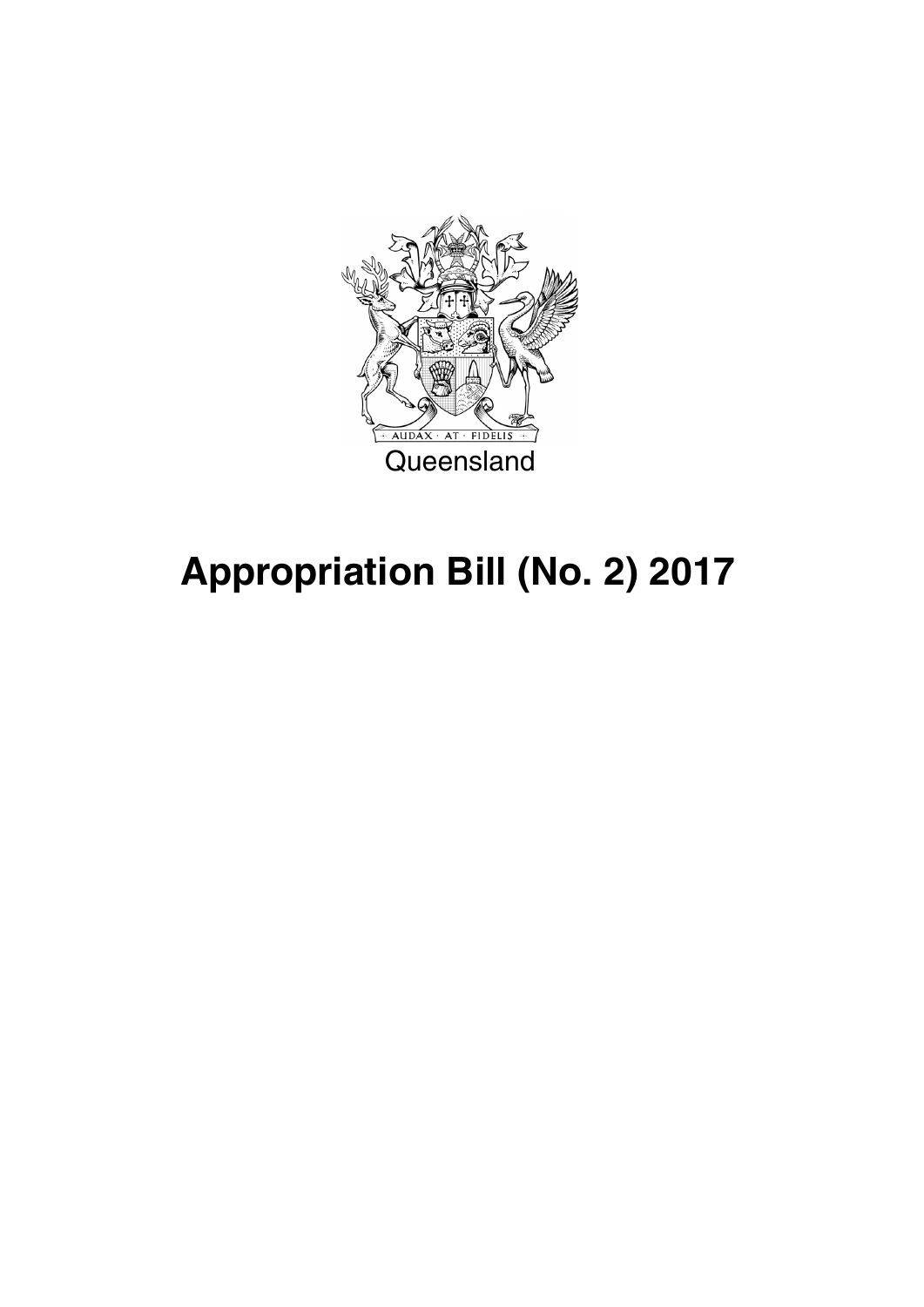Queensland

# Appropriation Bill (No. 2) 2017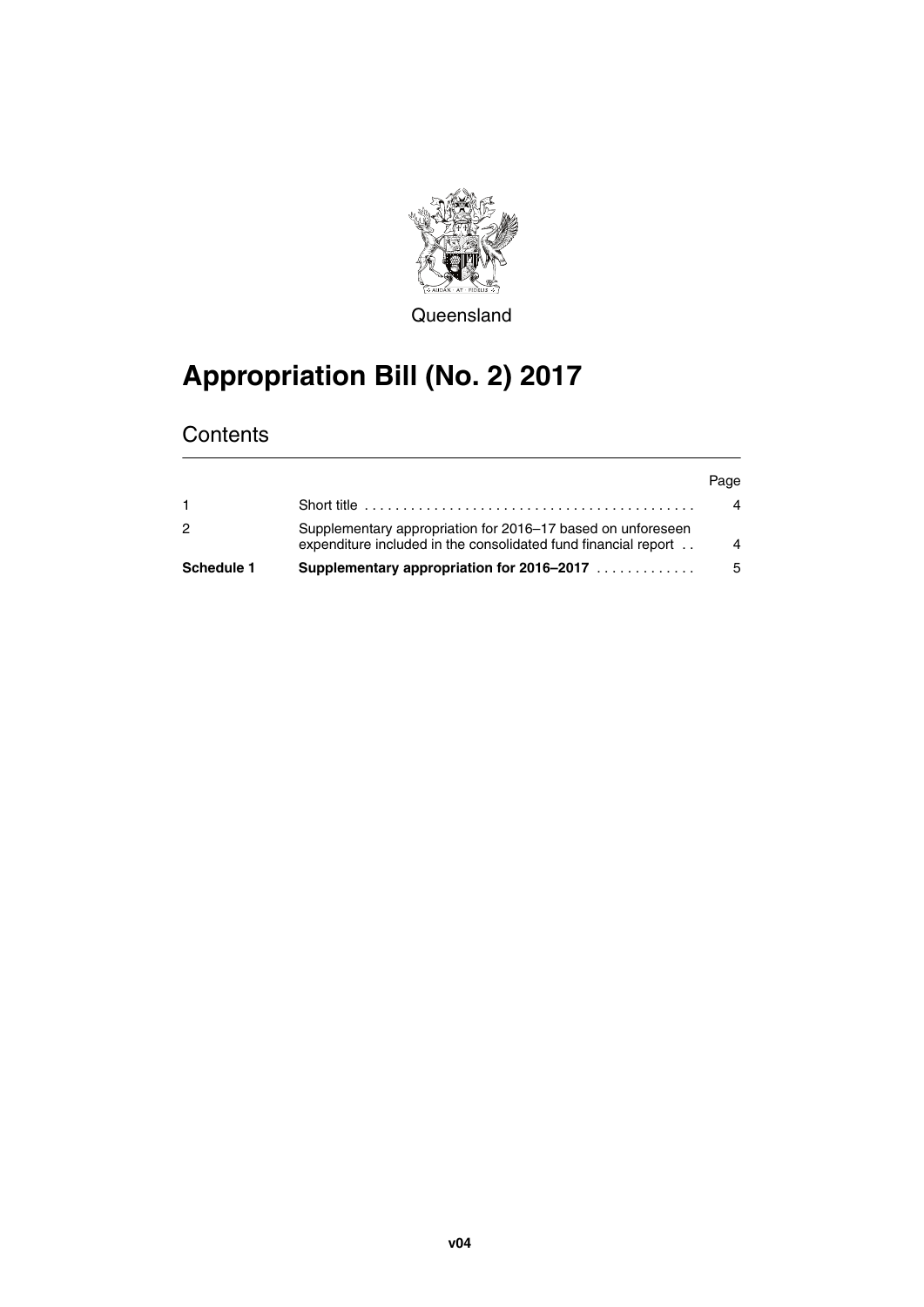Queensland

# Appropriation Bill (No. 2) 2017

## Contents

| | | Page |
|---|---|---|
| 1 | Short title | 4 |
| 2 | Supplementary appropriation for 2016–17 based on unforeseen expenditure included in the consolidated fund financial report | 4 |
| **Schedule 1** | **Supplementary appropriation for 2016–2017** | 5 |

**v04**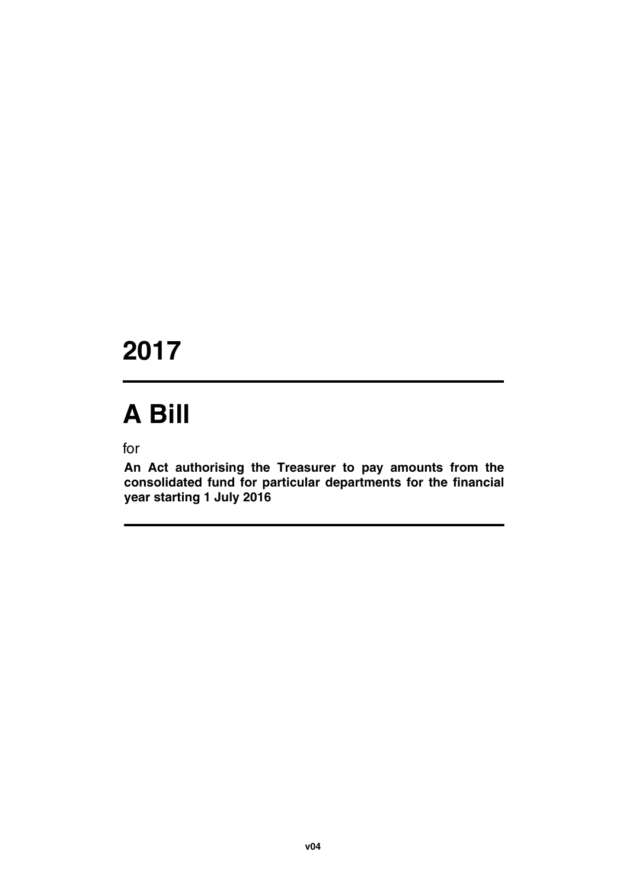# 2017

# A Bill

for

**An Act authorising the Treasurer to pay amounts from the consolidated fund for particular departments for the financial year starting 1 July 2016**

**v04**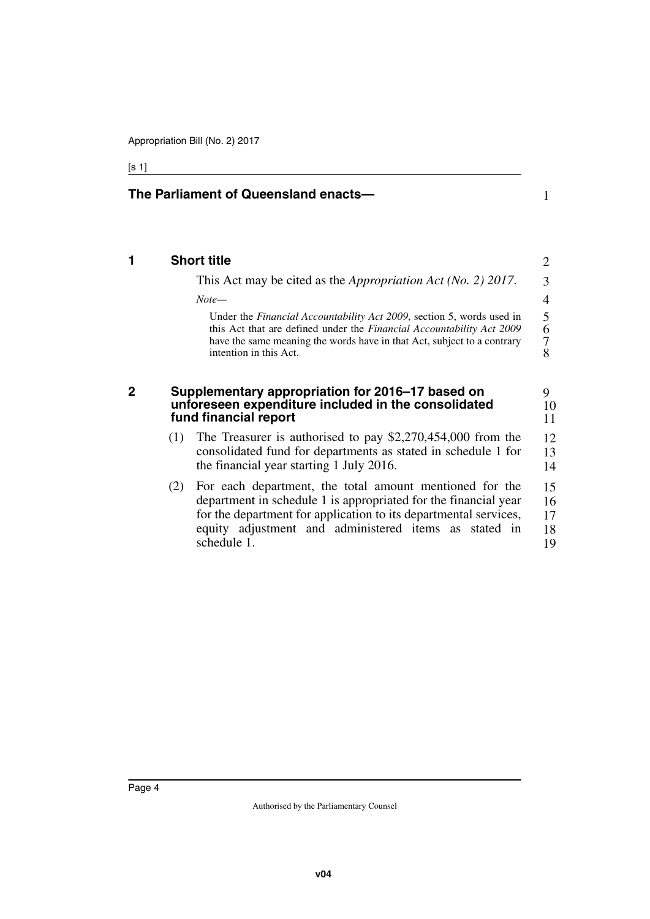**The Parliament of Queensland enacts—**

## 1 Short title

This Act may be cited as the *Appropriation Act (No. 2) 2017*.

*Note—*

Under the *Financial Accountability Act 2009*, section 5, words used in this Act that are defined under the *Financial Accountability Act 2009* have the same meaning the words have in that Act, subject to a contrary intention in this Act.

## 2 Supplementary appropriation for 2016–17 based on unforeseen expenditure included in the consolidated fund financial report

(1) The Treasurer is authorised to pay $2,270,454,000 from the consolidated fund for departments as stated in schedule 1 for the financial year starting 1 July 2016.

(2) For each department, the total amount mentioned for the department in schedule 1 is appropriated for the financial year for the department for application to its departmental services, equity adjustment and administered items as stated in schedule 1.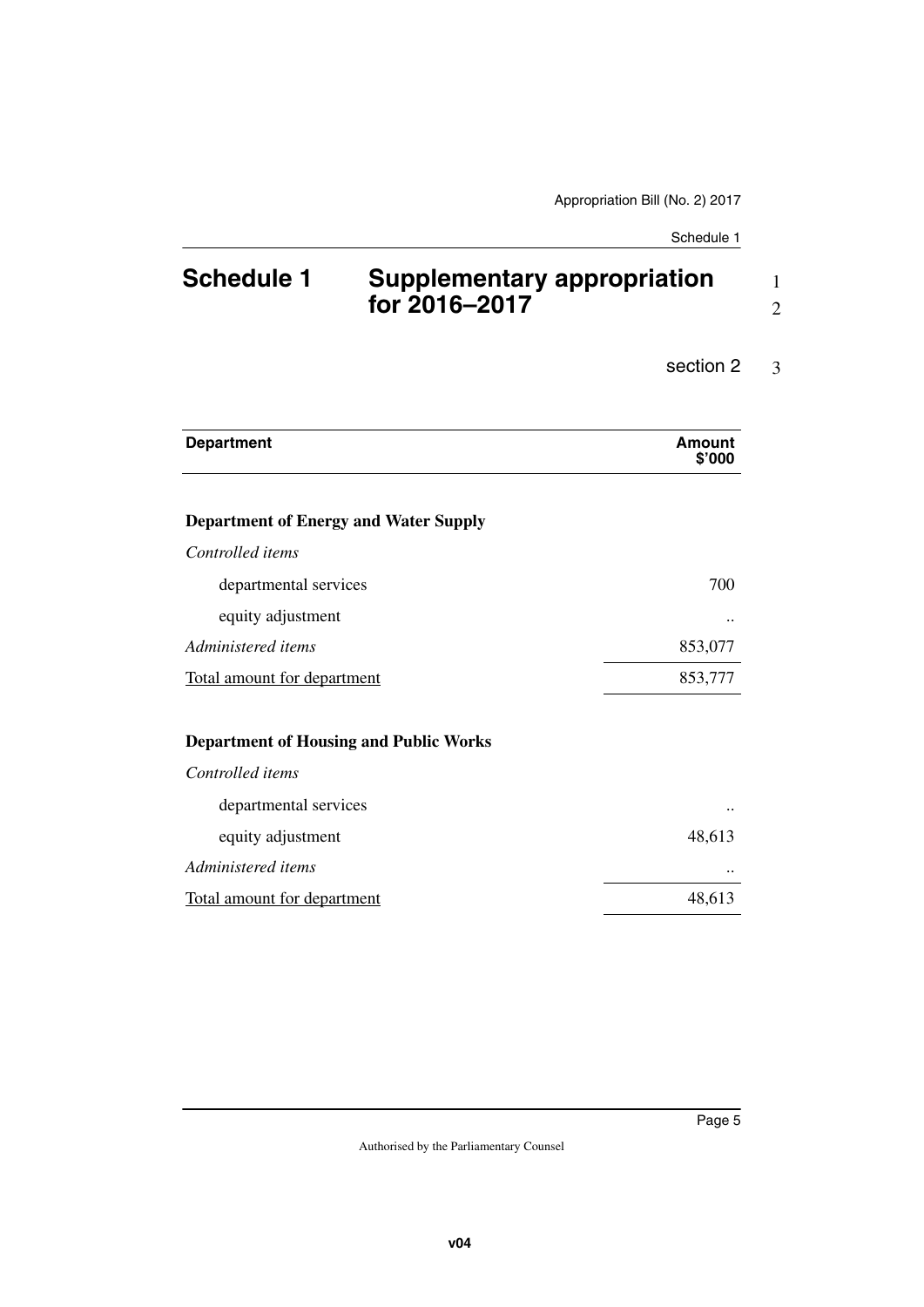# Schedule 1 Supplementary appropriation for 2016–2017

section 2

| Department | Amount $'000 |
| --- | --- |
| **Department of Energy and Water Supply** | |
| *Controlled items* | |
| departmental services | 700 |
| equity adjustment | .. |
| *Administered items* | 853,077 |
| Total amount for department | 853,777 |
| **Department of Housing and Public Works** | |
| *Controlled items* | |
| departmental services | .. |
| equity adjustment | 48,613 |
| *Administered items* | .. |
| Total amount for department | 48,613 |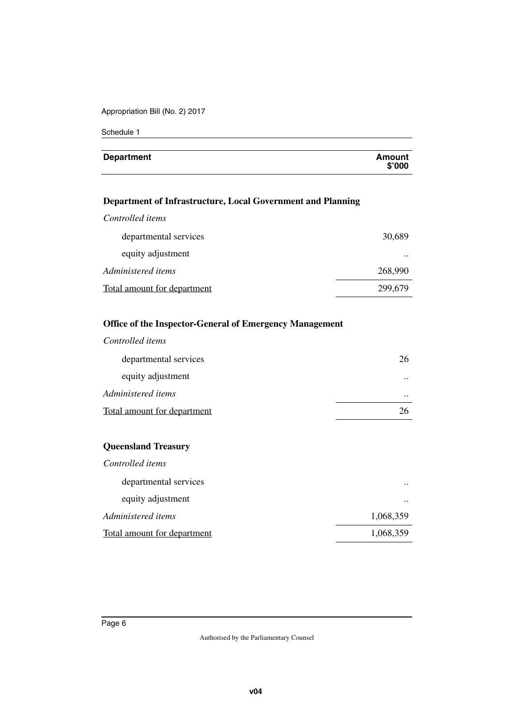| Department | Amount $'000 |
|---|---|
| **Department of Infrastructure, Local Government and Planning** | |
| *Controlled items* | |
| departmental services | 30,689 |
| equity adjustment | .. |
| *Administered items* | 268,990 |
| Total amount for department | 299,679 |
| **Office of the Inspector-General of Emergency Management** | |
| *Controlled items* | |
| departmental services | 26 |
| equity adjustment | .. |
| *Administered items* | .. |
| Total amount for department | 26 |
| **Queensland Treasury** | |
| *Controlled items* | |
| departmental services | .. |
| equity adjustment | .. |
| *Administered items* | 1,068,359 |
| Total amount for department | 1,068,359 |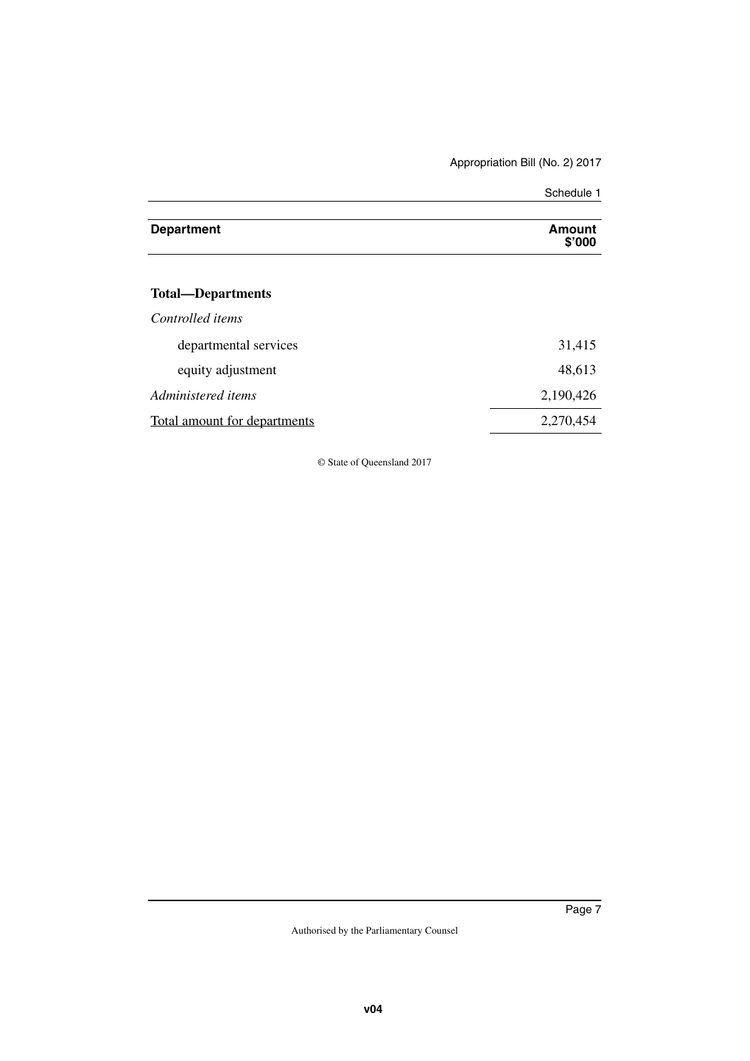| Department | Amount $'000 |
| --- | --- |
| **Total—Departments** | |
| *Controlled items* | |
| departmental services | 31,415 |
| equity adjustment | 48,613 |
| *Administered items* | 2,190,426 |
| Total amount for departments | 2,270,454 |

© State of Queensland 2017